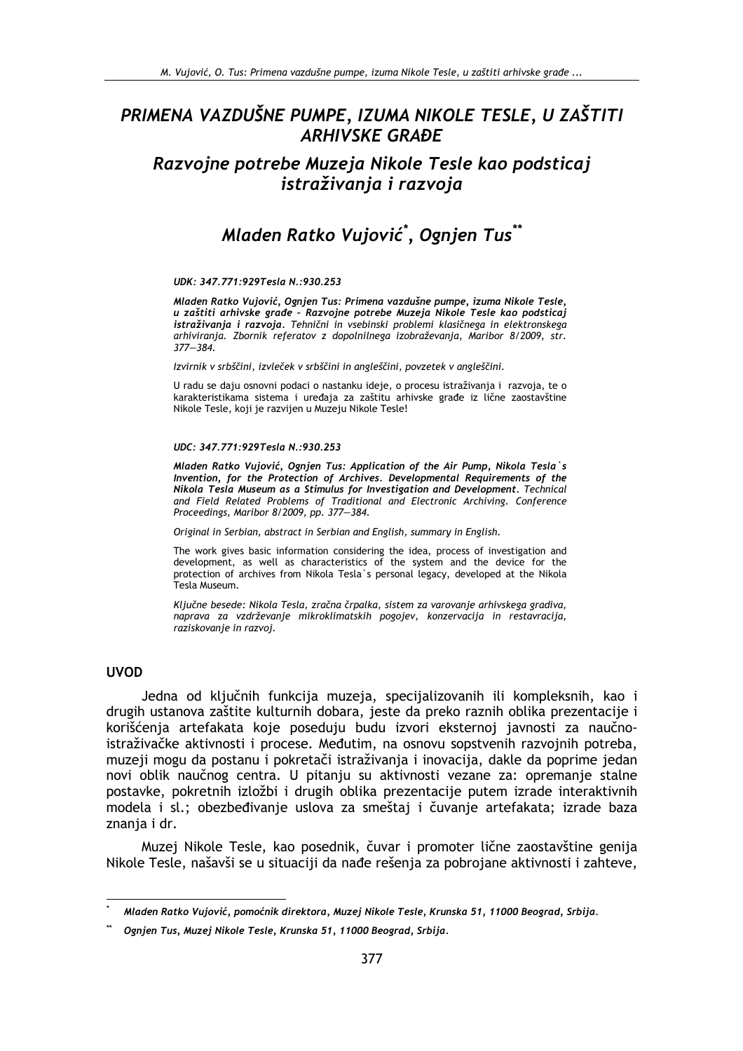# *PRIMENA VAZDUŠNE PUMPE, IZUMA NIKOLE TESLE, U ZAŠTITI ARHIVSKE GRAĐE*

## *Razvojne potrebe Muzeja Nikole Tesle kao podsticaj istraživanja i razvoja*

## *Mladen Ratko Vujović*[*], *Ognjen Tus*[**]

***UDK: 347.771:929Tesla N.:930.253***

***Mladen Ratko Vujović, Ognjen Tus: Primena vazdušne pumpe, izuma Nikole Tesle, u zaštiti arhivske građe – Razvojne potrebe Muzeja Nikole Tesle kao podsticaj istraživanja i razvoja****. Tehnični in vsebinski problemi klasičnega in elektronskega arhiviranja. Zbornik referatov z dopolnilnega izobraževanja, Maribor 8/2009, str. 377—384.*

*Izvirnik v srbščini, izvleček v srbščini in angleščini, povzetek v angleščini.*

U radu se daju osnovni podaci o nastanku ideje, o procesu istraživanja i razvoja, te o karakteristikama sistema i uređaja za zaštitu arhivske građe iz lične zaostavštine Nikole Tesle, koji je razvijen u Muzeju Nikole Tesle!

***UDC: 347.771:929Tesla N.:930.253***

***Mladen Ratko Vujović, Ognjen Tus: Application of the Air Pump, Nikola Tesla`s Invention, for the Protection of Archives. Developmental Requirements of the Nikola Tesla Museum as a Stimulus for Investigation and Development****. Technical and Field Related Problems of Traditional and Electronic Archiving. Conference Proceedings, Maribor 8/2009, pp. 377—384.*

*Original in Serbian, abstract in Serbian and English, summary in English.*

The work gives basic information considering the idea, process of investigation and development, as well as characteristics of the system and the device for the protection of archives from Nikola Tesla`s personal legacy, developed at the Nikola Tesla Museum.

*Ključne besede: Nikola Tesla, zračna črpalka, sistem za varovanje arhivskega gradiva, naprava za vzdrževanje mikroklimatskih pogojev, konzervacija in restavracija, raziskovanje in razvoj.*

## UVOD

Jedna od ključnih funkcija muzeja, specijalizovanih ili kompleksnih, kao i drugih ustanova zaštite kulturnih dobara, jeste da preko raznih oblika prezentacije i korišćenja artefakata koje poseduju budu izvori eksternoj javnosti za naučno-istraživačke aktivnosti i procese. Međutim, na osnovu sopstvenih razvojnih potreba, muzeji mogu da postanu i pokretači istraživanja i inovacija, dakle da poprime jedan novi oblik naučnog centra. U pitanju su aktivnosti vezane za: opremanje stalne postavke, pokretnih izložbi i drugih oblika prezentacije putem izrade interaktivnih modela i sl.; obezbeđivanje uslova za smeštaj i čuvanje artefakata; izrade baza znanja i dr.

Muzej Nikole Tesle, kao posednik, čuvar i promoter lične zaostavštine genija Nikole Tesle, našavši se u situaciji da nađe rešenja za pobrojane aktivnosti i zahteve,

[*] *Mladen Ratko Vujović, pomoćnik direktora, Muzej Nikole Tesle, Krunska 51, 11000 Beograd, Srbija.*

[**] *Ognjen Tus, Muzej Nikole Tesle, Krunska 51, 11000 Beograd, Srbija.*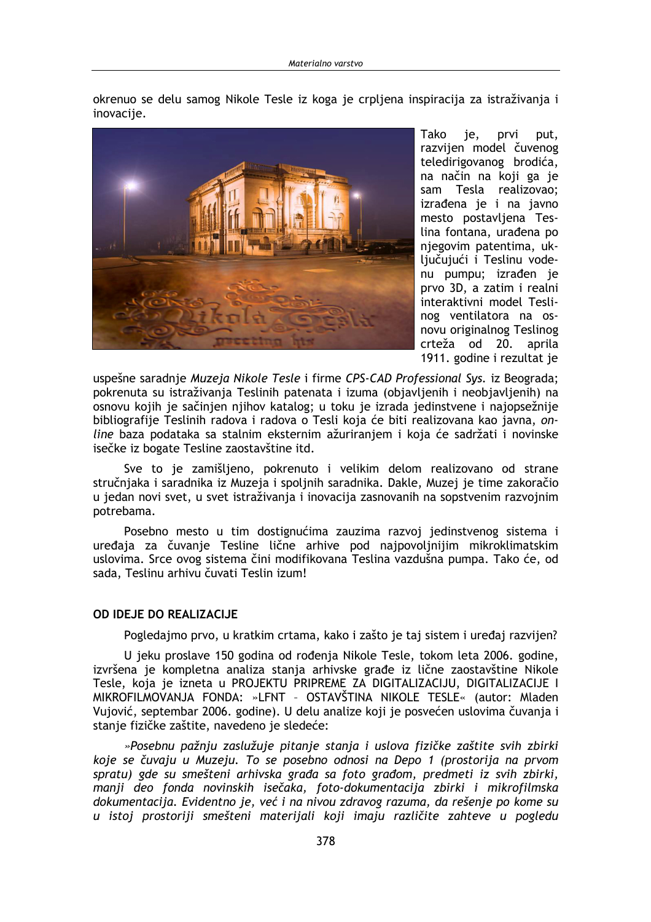okrenuo se delu samog Nikole Tesle iz koga je crpljena inspiracija za istraživanja i inovacije.

Tako je, prvi put, razvijen model čuvenog teledirigovanog brodića, na način na koji ga je sam Tesla realizovao; izrađena je i na javno mesto postavljena Teslina fontana, urađena po njegovim patentima, uključujući i Teslinu vodenu pumpu; izrađen je prvo 3D, a zatim i realni interaktivni model Teslinog ventilatora na osnovu originalnog Teslinog crteža od 20. aprila 1911. godine i rezultat je uspešne saradnje *Muzeja Nikole Tesle* i firme *CPS-CAD Professional Sys.* iz Beograda; pokrenuta su istraživanja Teslinih patenata i izuma (objavljenih i neobjavljenih) na osnovu kojih je sačinjen njihov katalog; u toku je izrada jedinstvene i najopsežnije bibliografije Teslinih radova i radova o Tesli koja će biti realizovana kao javna, *online* baza podataka sa stalnim eksternim ažuriranjem i koja će sadržati i novinske isečke iz bogate Tesline zaostavštine itd.

Sve to je zamišljeno, pokrenuto i velikim delom realizovano od strane stručnjaka i saradnika iz Muzeja i spoljnih saradnika. Dakle, Muzej je time zakoračio u jedan novi svet, u svet istraživanja i inovacija zasnovanih na sopstvenim razvojnim potrebama.

Posebno mesto u tim dostignućima zauzima razvoj jedinstvenog sistema i uređaja za čuvanje Tesline lične arhive pod najpovoljnijim mikroklimatskim uslovima. Srce ovog sistema čini modifikovana Teslina vazdušna pumpa. Tako će, od sada, Teslinu arhivu čuvati Teslin izum!

## OD IDEJE DO REALIZACIJE

Pogledajmo prvo, u kratkim crtama, kako i zašto je taj sistem i uređaj razvijen?

U jeku proslave 150 godina od rođenja Nikole Tesle, tokom leta 2006. godine, izvršena je kompletna analiza stanja arhivske građe iz lične zaostavštine Nikole Tesle, koja je izneta u PROJEKTU PRIPREME ZA DIGITALIZACIJU, DIGITALIZACIJE I MIKROFILMOVANJA FONDA: »LFNT – OSTAVŠTINA NIKOLE TESLE« (autor: Mladen Vujović, septembar 2006. godine). U delu analize koji je posvećen uslovima čuvanja i stanje fizičke zaštite, navedeno je sledeće:

*»Posebnu pažnju zaslužuje pitanje stanja i uslova fizičke zaštite svih zbirki koje se čuvaju u Muzeju. To se posebno odnosi na Depo 1 (prostorija na prvom spratu) gde su smešteni arhivska građa sa foto građom, predmeti iz svih zbirki, manji deo fonda novinskih isečaka, foto-dokumentacija zbirki i mikrofilmska dokumentacija. Evidentno je, već i na nivou zdravog razuma, da rešenje po kome su u istoj prostoriji smešteni materijali koji imaju različite zahteve u pogledu*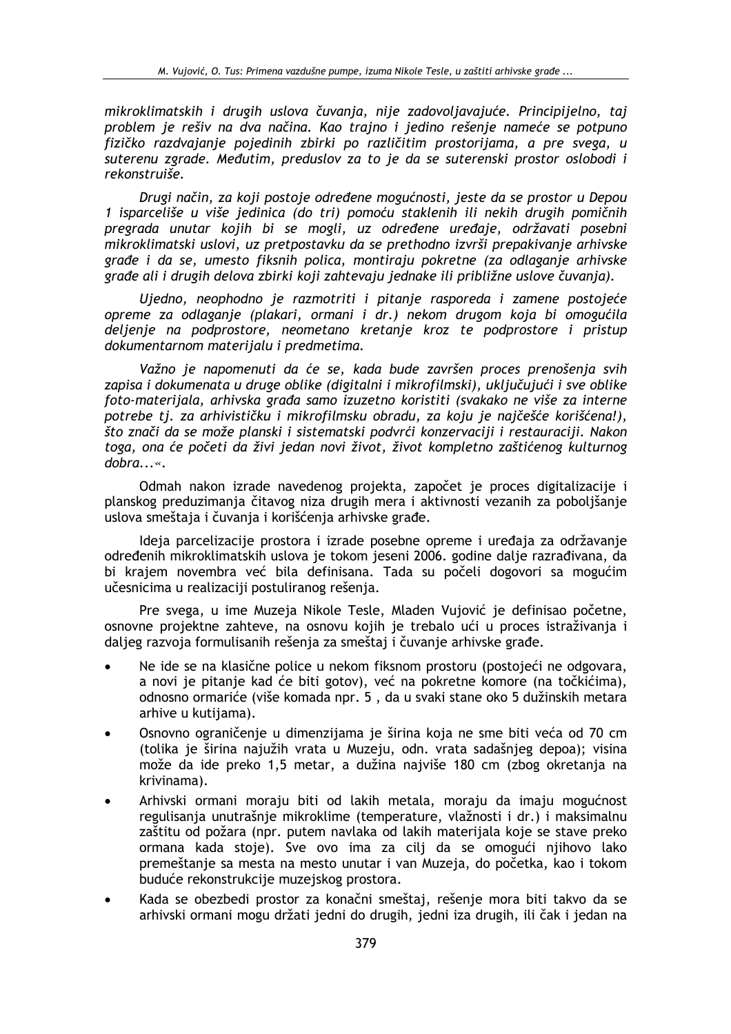*mikroklimatskih i drugih uslova čuvanja, nije zadovoljavajuće. Principijelno, taj problem je rešiv na dva načina. Kao trajno i jedino rešenje nameće se potpuno fizičko razdvajanje pojedinih zbirki po različitim prostorijama, a pre svega, u suterenu zgrade. Međutim, preduslov za to je da se suterenski prostor oslobodi i rekonstruiše.*

*Drugi način, za koji postoje određene mogućnosti, jeste da se prostor u Depou 1 isparceliše u više jedinica (do tri) pomoću staklenih ili nekih drugih pomičnih pregrada unutar kojih bi se mogli, uz određene uređaje, održavati posebni mikroklimatski uslovi, uz pretpostavku da se prethodno izvrši prepakivanje arhivske građe i da se, umesto fiksnih polica, montiraju pokretne (za odlaganje arhivske građe ali i drugih delova zbirki koji zahtevaju jednake ili približne uslove čuvanja).*

*Ujedno, neophodno je razmotriti i pitanje rasporeda i zamene postojeće opreme za odlaganje (plakari, ormani i dr.) nekom drugom koja bi omogućila deljenje na podprostore, neometano kretanje kroz te podprostore i pristup dokumentarnom materijalu i predmetima.*

*Važno je napomenuti da će se, kada bude završen proces prenošenja svih zapisa i dokumenata u druge oblike (digitalni i mikrofilmski), uključujući i sve oblike foto-materijala, arhivska građa samo izuzetno koristiti (svakako ne više za interne potrebe tj. za arhivističku i mikrofilmsku obradu, za koju je najčešće korišćena!), što znači da se može planski i sistematski podvrći konzervaciji i restauraciji. Nakon toga, ona će početi da živi jedan novi život, život kompletno zaštićenog kulturnog dobra...«.*

Odmah nakon izrade navedenog projekta, započet je proces digitalizacije i planskog preduzimanja čitavog niza drugih mera i aktivnosti vezanih za poboljšanje uslova smeštaja i čuvanja i korišćenja arhivske građe.

Ideja parcelizacije prostora i izrade posebne opreme i uređaja za održavanje određenih mikroklimatskih uslova je tokom jeseni 2006. godine dalje razrađivana, da bi krajem novembra već bila definisana. Tada su počeli dogovori sa mogućim učesnicima u realizaciji postuliranog rešenja.

Pre svega, u ime Muzeja Nikole Tesle, Mladen Vujović je definisao početne, osnovne projektne zahteve, na osnovu kojih je trebalo ući u proces istraživanja i daljeg razvoja formulisanih rešenja za smeštaj i čuvanje arhivske građe.

- Ne ide se na klasične police u nekom fiksnom prostoru (postojeći ne odgovara, a novi je pitanje kad će biti gotov), već na pokretne komore (na točkićima), odnosno ormariće (više komada npr. 5 , da u svaki stane oko 5 dužinskih metara arhive u kutijama).
- Osnovno ograničenje u dimenzijama je širina koja ne sme biti veća od 70 cm (tolika je širina najužih vrata u Muzeju, odn. vrata sadašnjeg depoa); visina može da ide preko 1,5 metar, a dužina najviše 180 cm (zbog okretanja na krivinama).
- Arhivski ormani moraju biti od lakih metala, moraju da imaju mogućnost regulisanja unutrašnje mikroklime (temperature, vlažnosti i dr.) i maksimalnu zaštitu od požara (npr. putem navlaka od lakih materijala koje se stave preko ormana kada stoje). Sve ovo ima za cilj da se omogući njihovo lako premeštanje sa mesta na mesto unutar i van Muzeja, do početka, kao i tokom buduće rekonstrukcije muzejskog prostora.
- Kada se obezbedi prostor za konačni smeštaj, rešenje mora biti takvo da se arhivski ormani mogu držati jedni do drugih, jedni iza drugih, ili čak i jedan na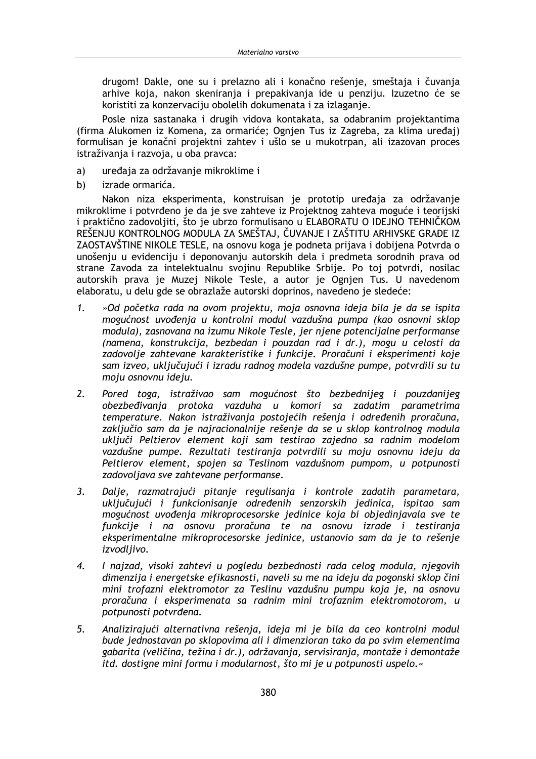drugom! Dakle, one su i prelazno ali i konačno rešenje, smeštaja i čuvanja arhive koja, nakon skeniranja i prepakivanja ide u penziju. Izuzetno će se koristiti za konzervaciju obolelih dokumenata i za izlaganje.

Posle niza sastanaka i drugih vidova kontakata, sa odabranim projektantima (firma Alukomen iz Komena, za ormariće; Ognjen Tus iz Zagreba, za klima uređaj) formulisan je konačni projektni zahtev i ušlo se u mukotrpan, ali izazovan proces istraživanja i razvoja, u oba pravca:

a) uređaja za održavanje mikroklime i
b) izrade ormarića.

Nakon niza eksperimenta, konstruisan je prototip uređaja za održavanje mikroklime i potvrđeno je da je sve zahteve iz Projektnog zahteva moguće i teorijski i praktično zadovoljiti, što je ubrzo formulisano u ELABORATU O IDEJNO TEHNIČKOM REŠENJU KONTROLNOG MODULA ZA SMEŠTAJ, ČUVANJE I ZAŠTITU ARHIVSKE GRAĐE IZ ZAOSTAVŠTINE NIKOLE TESLE, na osnovu koga je podneta prijava i dobijena Potvrda o unošenju u evidenciju i deponovanju autorskih dela i predmeta srodnih prava od strane Zavoda za intelektualnu svojinu Republike Srbije. Po toj potvrdi, nosilac autorskih prava je Muzej Nikole Tesle, a autor je Ognjen Tus. U navedenom elaboratu, u delu gde se obrazlaže autorski doprinos, navedeno je sledeće:

1. *»Od početka rada na ovom projektu, moja osnovna ideja bila je da se ispita mogućnost uvođenja u kontrolni modul vazdušna pumpa (kao osnovni sklop modula), zasnovana na izumu Nikole Tesle, jer njene potencijalne performanse (namena, konstrukcija, bezbedan i pouzdan rad i dr.), mogu u celosti da zadovolje zahtevane karakteristike i funkcije. Proračuni i eksperimenti koje sam izveo, uključujući i izradu radnog modela vazdušne pumpe, potvrdili su tu moju osnovnu ideju.*

2. *Pored toga, istraživao sam mogućnost što bezbednijeg i pouzdanijeg obezbeđivanja protoka vazduha u komori sa zadatim parametrima temperature. Nakon istraživanja postojećih rešenja i određenih proračuna, zaključio sam da je najracionalnije rešenje da se u sklop kontrolnog modula uključi Peltierov element koji sam testirao zajedno sa radnim modelom vazdušne pumpe. Rezultati testiranja potvrdili su moju osnovnu ideju da Peltierov element, spojen sa Teslinom vazdušnom pumpom, u potpunosti zadovoljava sve zahtevane performanse.*

3. *Dalje, razmatrajući pitanje regulisanja i kontrole zadatih parametara, uključujući i funkcionisanje određenih senzorskih jedinica, ispitao sam mogućnost uvođenja mikroprocesorske jedinice koja bi objedinjavala sve te funkcije i na osnovu proračuna te na osnovu izrade i testiranja eksperimentalne mikroprocesorske jedinice, ustanovio sam da je to rešenje izvodljivo.*

4. *I najzad, visoki zahtevi u pogledu bezbednosti rada celog modula, njegovih dimenzija i energetske efikasnosti, naveli su me na ideju da pogonski sklop čini mini trofazni elektromotor za Teslinu vazdušnu pumpu koja je, na osnovu proračuna i eksperimenata sa radnim mini trofaznim elektromotorom, u potpunosti potvrđena.*

5. *Analizirajući alternativna rešenja, ideja mi je bila da ceo kontrolni modul bude jednostavan po sklopovima ali i dimenzioran tako da po svim elementima gabarita (veličina, težina i dr.), održavanja, servisiranja, montaže i demontaže itd. dostigne mini formu i modularnost, što mi je u potpunosti uspelo.«*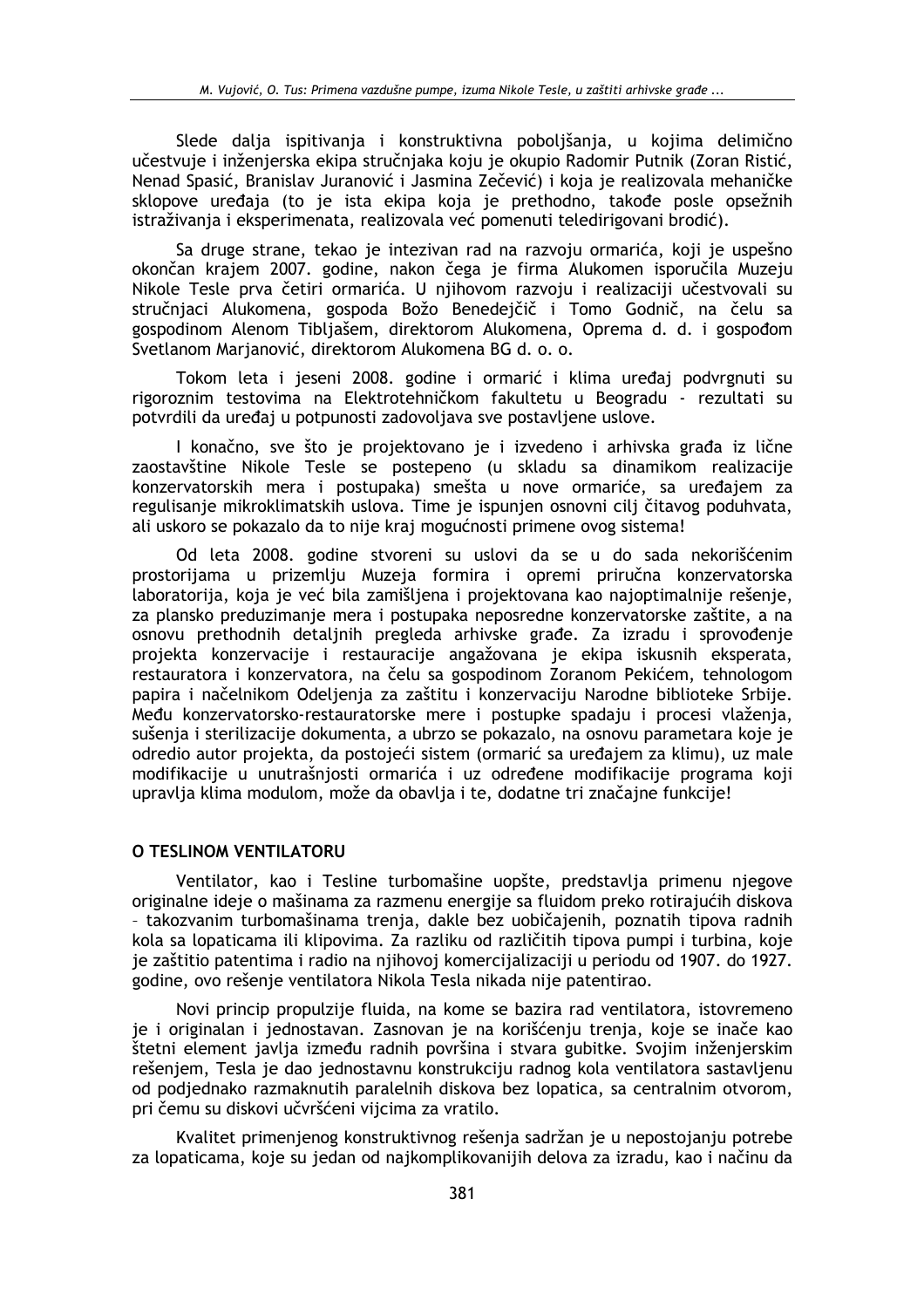Slede dalja ispitivanja i konstruktivna poboljšanja, u kojima delimično učestvuje i inženjerska ekipa stručnjaka koju je okupio Radomir Putnik (Zoran Ristić, Nenad Spasić, Branislav Juranović i Jasmina Zečević) i koja je realizovala mehaničke sklopove uređaja (to je ista ekipa koja je prethodno, takođe posle opsežnih istraživanja i eksperimenata, realizovala već pomenuti teledirigovani brodić).

Sa druge strane, tekao je intezivan rad na razvoju ormarića, koji je uspešno okončan krajem 2007. godine, nakon čega je firma Alukomen isporučila Muzeju Nikole Tesle prva četiri ormarića. U njihovom razvoju i realizaciji učestvovali su stručnjaci Alukomena, gospoda Božo Benedejčič i Tomo Godnič, na čelu sa gospodinom Alenom Tibljašem, direktorom Alukomena, Oprema d. d. i gospođom Svetlanom Marjanović, direktorom Alukomena BG d. o. o.

Tokom leta i jeseni 2008. godine i ormarić i klima uređaj podvrgnuti su rigoroznim testovima na Elektrotehničkom fakultetu u Beogradu - rezultati su potvrdili da uređaj u potpunosti zadovoljava sve postavljene uslove.

I konačno, sve što je projektovano je i izvedeno i arhivska građa iz lične zaostavštine Nikole Tesle se postepeno (u skladu sa dinamikom realizacije konzervatorskih mera i postupaka) smešta u nove ormariće, sa uređajem za regulisanje mikroklimatskih uslova. Time je ispunjen osnovni cilj čitavog poduhvata, ali uskoro se pokazalo da to nije kraj mogućnosti primene ovog sistema!

Od leta 2008. godine stvoreni su uslovi da se u do sada nekorišćenim prostorijama u prizemlju Muzeja formira i opremi priručna konzervatorska laboratorija, koja je već bila zamišljena i projektovana kao najoptimalnije rešenje, za plansko preduzimanje mera i postupaka neposredne konzervatorske zaštite, a na osnovu prethodnih detaljnih pregleda arhivske građe. Za izradu i sprovođenje projekta konzervacije i restauracije angažovana je ekipa iskusnih eksperata, restauratora i konzervatora, na čelu sa gospodinom Zoranom Pekićem, tehnologom papira i načelnikom Odeljenja za zaštitu i konzervaciju Narodne biblioteke Srbije. Među konzervatorsko-restauratorske mere i postupke spadaju i procesi vlaženja, sušenja i sterilizacije dokumenta, a ubrzo se pokazalo, na osnovu parametara koje je odredio autor projekta, da postojeći sistem (ormarić sa uređajem za klimu), uz male modifikacije u unutrašnjosti ormarića i uz određene modifikacije programa koji upravlja klima modulom, može da obavlja i te, dodatne tri značajne funkcije!

## O TESLINOM VENTILATORU

Ventilator, kao i Tesline turbomašine uopšte, predstavlja primenu njegove originalne ideje o mašinama za razmenu energije sa fluidom preko rotirajućih diskova – takozvanim turbomašinama trenja, dakle bez uobičajenih, poznatih tipova radnih kola sa lopaticama ili klipovima. Za razliku od različitih tipova pumpi i turbina, koje je zaštitio patentima i radio na njihovoj komercijalizaciji u periodu od 1907. do 1927. godine, ovo rešenje ventilatora Nikola Tesla nikada nije patentirao.

Novi princip propulzije fluida, na kome se bazira rad ventilatora, istovremeno je i originalan i jednostavan. Zasnovan je na korišćenju trenja, koje se inače kao štetni element javlja između radnih površina i stvara gubitke. Svojim inženjerskim rešenjem, Tesla je dao jednostavnu konstrukciju radnog kola ventilatora sastavljenu od podjednako razmaknutih paralelnih diskova bez lopatica, sa centralnim otvorom, pri čemu su diskovi učvršćeni vijcima za vratilo.

Kvalitet primenjenog konstruktivnog rešenja sadržan je u nepostojanju potrebe za lopaticama, koje su jedan od najkomplikovanijih delova za izradu, kao i načinu da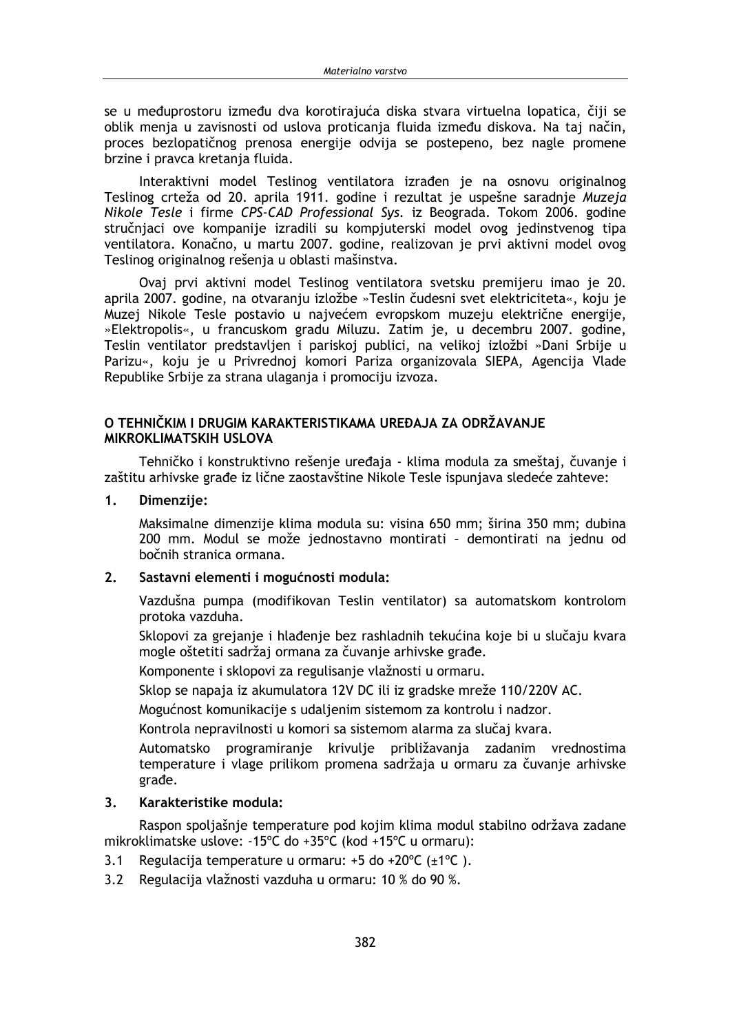se u međuprostoru između dva korotirajuća diska stvara virtuelna lopatica, čiji se oblik menja u zavisnosti od uslova proticanja fluida između diskova. Na taj način, proces bezlopatičnog prenosa energije odvija se postepeno, bez nagle promene brzine i pravca kretanja fluida.

Interaktivni model Teslinog ventilatora izrađen je na osnovu originalnog Teslinog crteža od 20. aprila 1911. godine i rezultat je uspešne saradnje *Muzeja Nikole Tesle* i firme *CPS-CAD Professional Sys.* iz Beograda. Tokom 2006. godine stručnjaci ove kompanije izradili su kompjuterski model ovog jedinstvenog tipa ventilatora. Konačno, u martu 2007. godine, realizovan je prvi aktivni model ovog Teslinog originalnog rešenja u oblasti mašinstva.

Ovaj prvi aktivni model Teslinog ventilatora svetsku premijeru imao je 20. aprila 2007. godine, na otvaranju izložbe »Teslin čudesni svet elektriciteta«, koju je Muzej Nikole Tesle postavio u najvećem evropskom muzeju električne energije, »Elektropolis«, u francuskom gradu Miluzu. Zatim je, u decembru 2007. godine, Teslin ventilator predstavljen i pariskoj publici, na velikoj izložbi »Dani Srbije u Parizu«, koju je u Privrednoj komori Pariza organizovala SIEPA, Agencija Vlade Republike Srbije za strana ulaganja i promociju izvoza.

## O TEHNIČKIM I DRUGIM KARAKTERISTIKAMA UREĐAJA ZA ODRŽAVANJE MIKROKLIMATSKIH USLOVA

Tehničko i konstruktivno rešenje uređaja - klima modula za smeštaj, čuvanje i zaštitu arhivske građe iz lične zaostavštine Nikole Tesle ispunjava sledeće zahteve:

1. **Dimenzije:**

   Maksimalne dimenzije klima modula su: visina 650 mm; širina 350 mm; dubina 200 mm. Modul se može jednostavno montirati – demontirati na jednu od bočnih stranica ormana.

2. **Sastavni elementi i mogućnosti modula:**

   Vazdušna pumpa (modifikovan Teslin ventilator) sa automatskom kontrolom protoka vazduha.

   Sklopovi za grejanje i hlađenje bez rashladnih tekućina koje bi u slučaju kvara mogle oštetiti sadržaj ormana za čuvanje arhivske građe.

   Komponente i sklopovi za regulisanje vlažnosti u ormaru.

   Sklop se napaja iz akumulatora 12V DC ili iz gradske mreže 110/220V AC.

   Mogućnost komunikacije s udaljenim sistemom za kontrolu i nadzor.

   Kontrola nepravilnosti u komori sa sistemom alarma za slučaj kvara.

   Automatsko programiranje krivulje približavanja zadanim vrednostima temperature i vlage prilikom promena sadržaja u ormaru za čuvanje arhivske građe.

3. **Karakteristike modula:**

   Raspon spoljašnje temperature pod kojim klima modul stabilno održava zadane mikroklimatske uslove: -15°C do +35°C (kod +15°C u ormaru):

3.1 Regulacija temperature u ormaru: +5 do +20°C (±1°C ).

3.2 Regulacija vlažnosti vazduha u ormaru: 10 % do 90 %.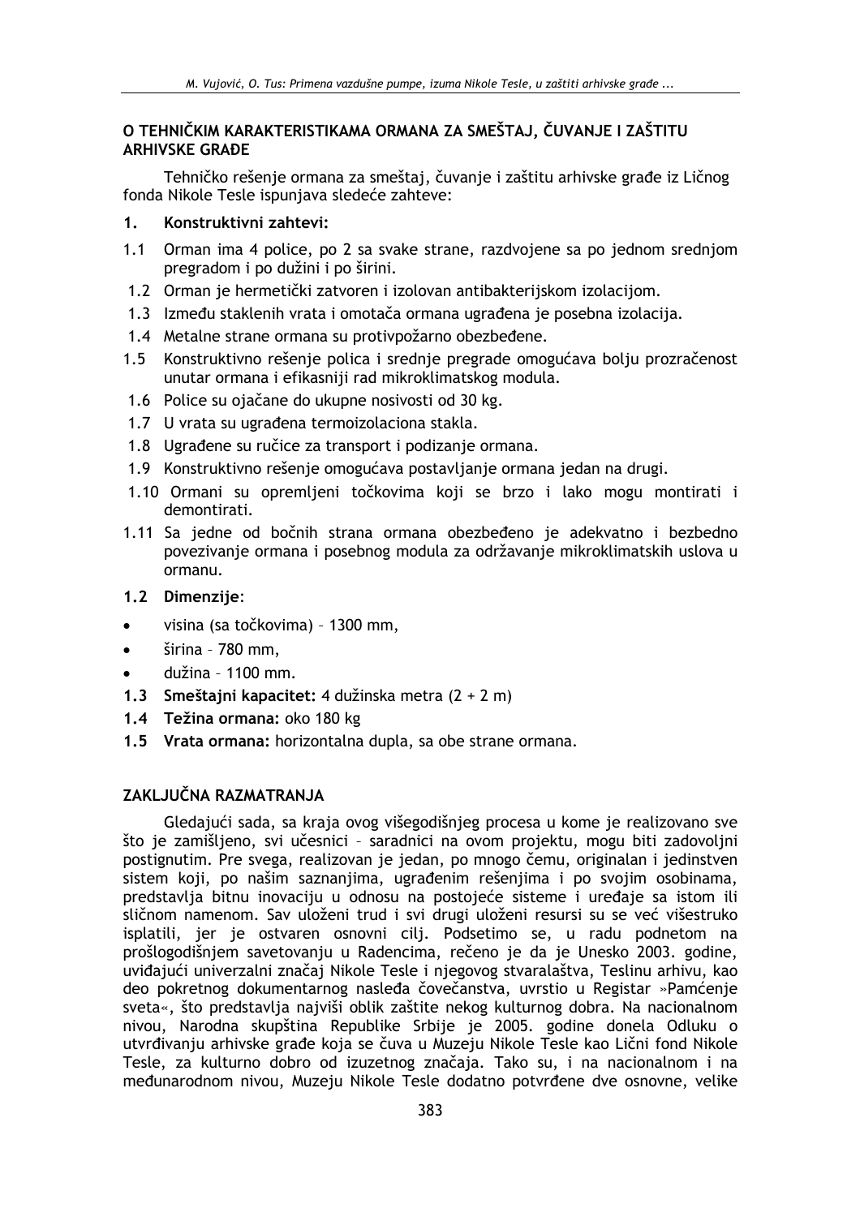## O TEHNIČKIM KARAKTERISTIKAMA ORMANA ZA SMEŠTAJ, ČUVANJE I ZAŠTITU ARHIVSKE GRAĐE

Tehničko rešenje ormana za smeštaj, čuvanje i zaštitu arhivske građe iz Ličnog fonda Nikole Tesle ispunjava sledeće zahteve:

**1. Konstruktivni zahtevi:**

1.1 Orman ima 4 police, po 2 sa svake strane, razdvojene sa po jednom srednjom pregradom i po dužini i po širini.

1.2 Orman je hermetički zatvoren i izolovan antibakterijskom izolacijom.

1.3 Između staklenih vrata i omotača ormana ugrađena je posebna izolacija.

1.4 Metalne strane ormana su protivpožarno obezbeđene.

1.5 Konstruktivno rešenje polica i srednje pregrade omogućava bolju prozračenost unutar ormana i efikasniji rad mikroklimatskog modula.

1.6 Police su ojačane do ukupne nosivosti od 30 kg.

1.7 U vrata su ugrađena termoizolaciona stakla.

1.8 Ugrađene su ručice za transport i podizanje ormana.

1.9 Konstruktivno rešenje omogućava postavljanje ormana jedan na drugi.

1.10 Ormani su opremljeni točkovima koji se brzo i lako mogu montirati i demontirati.

1.11 Sa jedne od bočnih strana ormana obezbeđeno je adekvatno i bezbedno povezivanje ormana i posebnog modula za održavanje mikroklimatskih uslova u ormanu.

**1.2 Dimenzije**:

- visina (sa točkovima) – 1300 mm,
- širina – 780 mm,
- dužina – 1100 mm.

**1.3 Smeštajni kapacitet:** 4 dužinska metra (2 + 2 m)

**1.4 Težina ormana:** oko 180 kg

**1.5 Vrata ormana:** horizontalna dupla, sa obe strane ormana.

## ZAKLJUČNA RAZMATRANJA

Gledajući sada, sa kraja ovog višegodišnjeg procesa u kome je realizovano sve što je zamišljeno, svi učesnici – saradnici na ovom projektu, mogu biti zadovoljni postignutim. Pre svega, realizovan je jedan, po mnogo čemu, originalan i jedinstven sistem koji, po našim saznanjima, ugrađenim rešenjima i po svojim osobinama, predstavlja bitnu inovaciju u odnosu na postojeće sisteme i uređaje sa istom ili sličnom namenom. Sav uloženi trud i svi drugi uloženi resursi su se već višestruko isplatili, jer je ostvaren osnovni cilj. Podsetimo se, u radu podnetom na prošlogodišnjem savetovanju u Radencima, rečeno je da je Unesko 2003. godine, uviđajući univerzalni značaj Nikole Tesle i njegovog stvaralaštva, Teslinu arhivu, kao deo pokretnog dokumentarnog nasleđa čovečanstva, uvrstio u Registar »Pamćenje sveta«, što predstavlja najviši oblik zaštite nekog kulturnog dobra. Na nacionalnom nivou, Narodna skupština Republike Srbije je 2005. godine donela Odluku o utvrđivanju arhivske građe koja se čuva u Muzeju Nikole Tesle kao Lični fond Nikole Tesle, za kulturno dobro od izuzetnog značaja. Tako su, i na nacionalnom i na međunarodnom nivou, Muzeju Nikole Tesle dodatno potvrđene dve osnovne, velike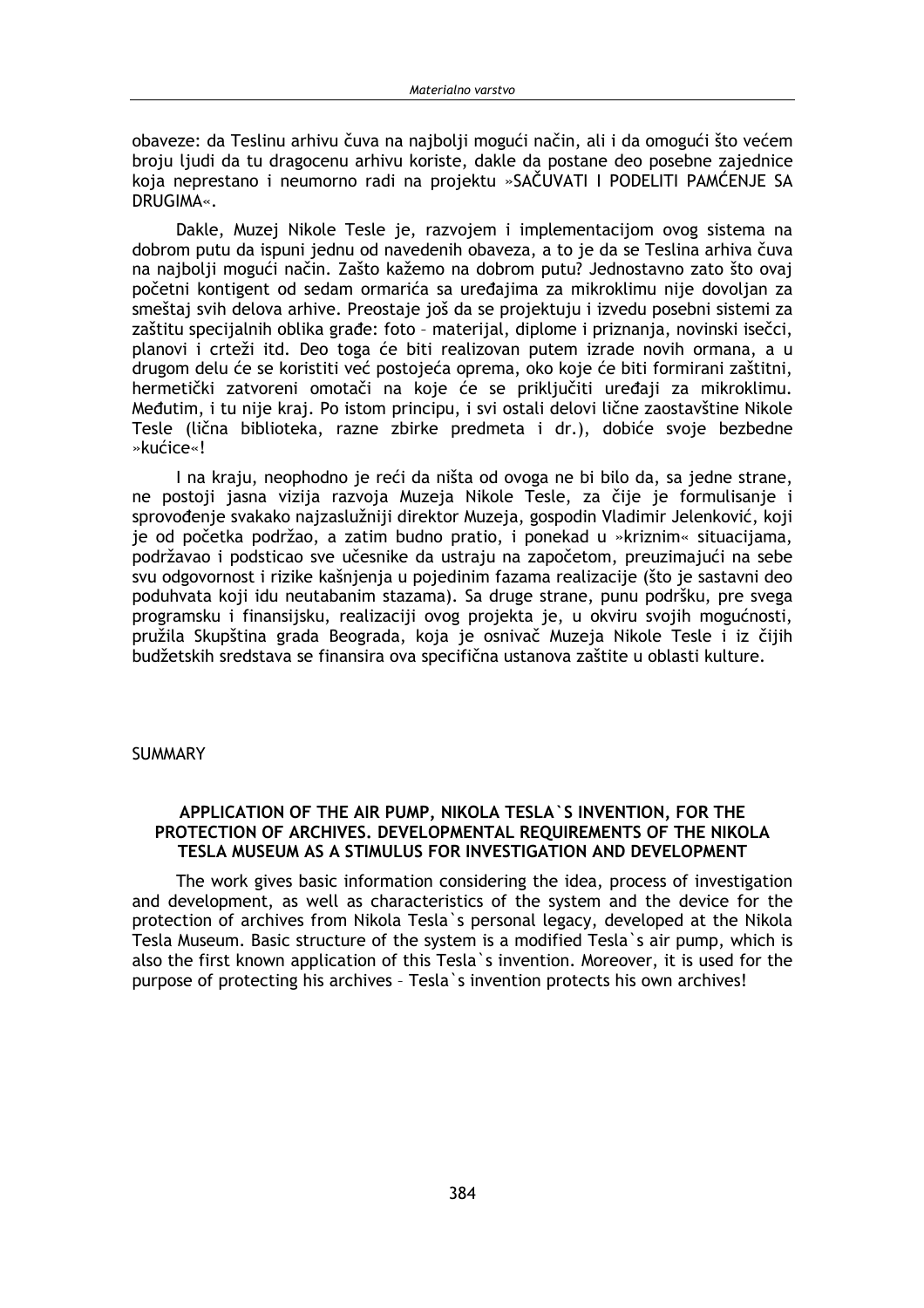obaveze: da Teslinu arhivu čuva na najbolji mogući način, ali i da omogući što većem broju ljudi da tu dragocenu arhivu koriste, dakle da postane deo posebne zajednice koja neprestano i neumorno radi na projektu »SAČUVATI I PODELITI PAMĆENJE SA DRUGIMA«.

Dakle, Muzej Nikole Tesle je, razvojem i implementacijom ovog sistema na dobrom putu da ispuni jednu od navedenih obaveza, a to je da se Teslina arhiva čuva na najbolji mogući način. Zašto kažemo na dobrom putu? Jednostavno zato što ovaj početni kontigent od sedam ormarića sa uređajima za mikroklimu nije dovoljan za smeštaj svih delova arhive. Preostaje još da se projektuju i izvedu posebni sistemi za zaštitu specijalnih oblika građe: foto – materijal, diplome i priznanja, novinski isečci, planovi i crteži itd. Deo toga će biti realizovan putem izrade novih ormana, a u drugom delu će se koristiti već postojeća oprema, oko koje će biti formirani zaštitni, hermetički zatvoreni omotači na koje će se priključiti uređaji za mikroklimu. Međutim, i tu nije kraj. Po istom principu, i svi ostali delovi lične zaostavštine Nikole Tesle (lična biblioteka, razne zbirke predmeta i dr.), dobiće svoje bezbedne »kućice«!

I na kraju, neophodno je reći da ništa od ovoga ne bi bilo da, sa jedne strane, ne postoji jasna vizija razvoja Muzeja Nikole Tesle, za čije je formulisanje i sprovođenje svakako najzaslužniji direktor Muzeja, gospodin Vladimir Jelenković, koji je od početka podržao, a zatim budno pratio, i ponekad u »kriznim« situacijama, podržavao i podsticao sve učesnike da ustraju na započetom, preuzimajući na sebe svu odgovornost i rizike kašnjenja u pojedinim fazama realizacije (što je sastavni deo poduhvata koji idu neutabanim stazama). Sa druge strane, punu podršku, pre svega programsku i finansijsku, realizaciji ovog projekta je, u okviru svojih mogućnosti, pružila Skupština grada Beograda, koja je osnivač Muzeja Nikole Tesle i iz čijih budžetskih sredstava se finansira ova specifična ustanova zaštite u oblasti kulture.

SUMMARY

### APPLICATION OF THE AIR PUMP, NIKOLA TESLA`S INVENTION, FOR THE PROTECTION OF ARCHIVES. DEVELOPMENTAL REQUIREMENTS OF THE NIKOLA TESLA MUSEUM AS A STIMULUS FOR INVESTIGATION AND DEVELOPMENT

The work gives basic information considering the idea, process of investigation and development, as well as characteristics of the system and the device for the protection of archives from Nikola Tesla`s personal legacy, developed at the Nikola Tesla Museum. Basic structure of the system is a modified Tesla`s air pump, which is also the first known application of this Tesla`s invention. Moreover, it is used for the purpose of protecting his archives – Tesla`s invention protects his own archives!